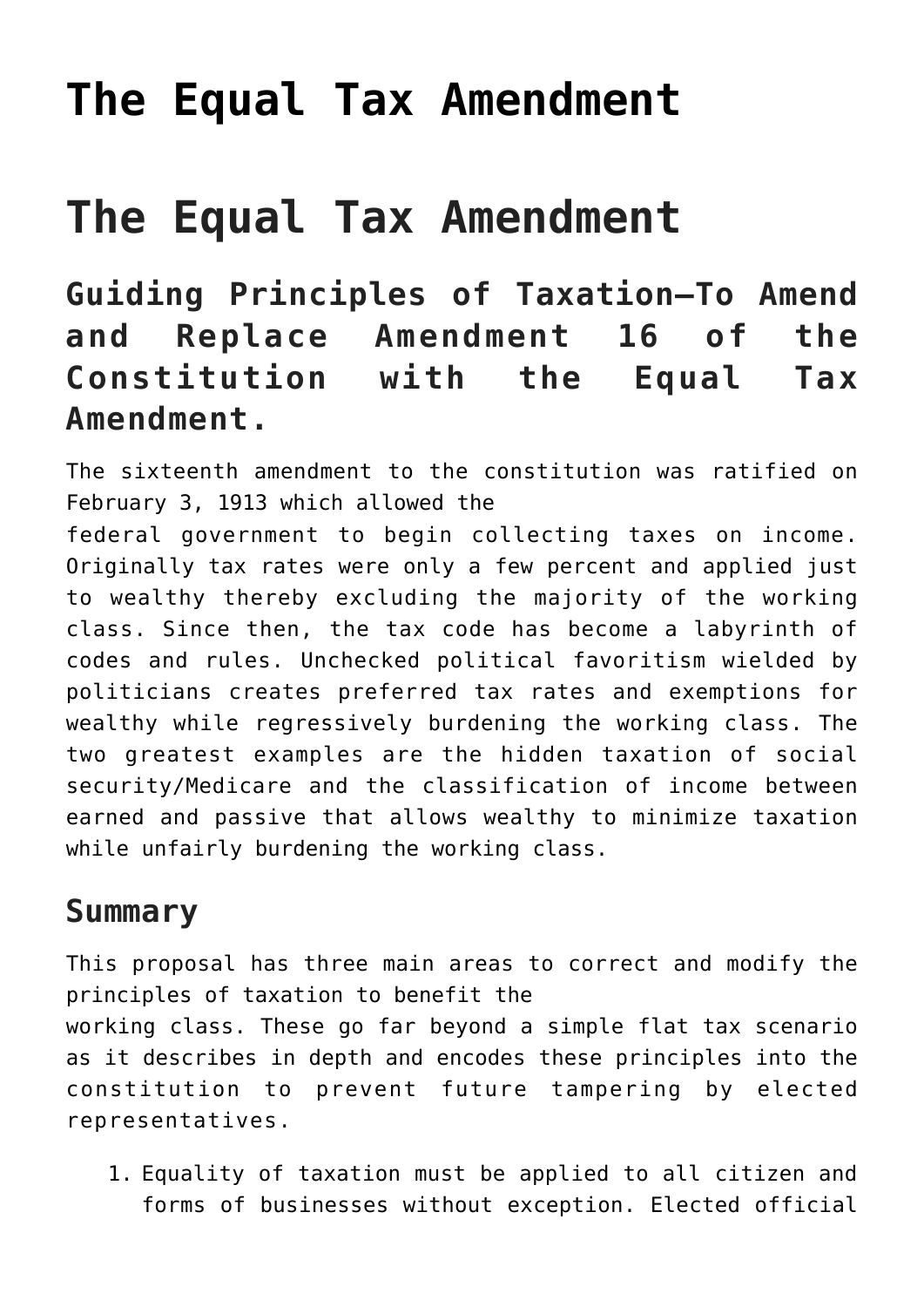# The Equal Tax Amendment

# The Equal Tax Amendment

## Guiding Principles of Taxation—To Amend and Replace Amendment 16 of the Constitution with the Equal Tax Amendment.

The sixteenth amendment to the constitution was ratified on February 3, 1913 which allowed the federal government to begin collecting taxes on income. Originally tax rates were only a few percent and applied just to wealthy thereby excluding the majority of the working class. Since then, the tax code has become a labyrinth of codes and rules. Unchecked political favoritism wielded by politicians creates preferred tax rates and exemptions for wealthy while regressively burdening the working class. The two greatest examples are the hidden taxation of social security/Medicare and the classification of income between earned and passive that allows wealthy to minimize taxation while unfairly burdening the working class.

### Summary

This proposal has three main areas to correct and modify the principles of taxation to benefit the working class. These go far beyond a simple flat tax scenario as it describes in depth and encodes these principles into the constitution to prevent future tampering by elected representatives.

1. Equality of taxation must be applied to all citizen and forms of businesses without exception. Elected official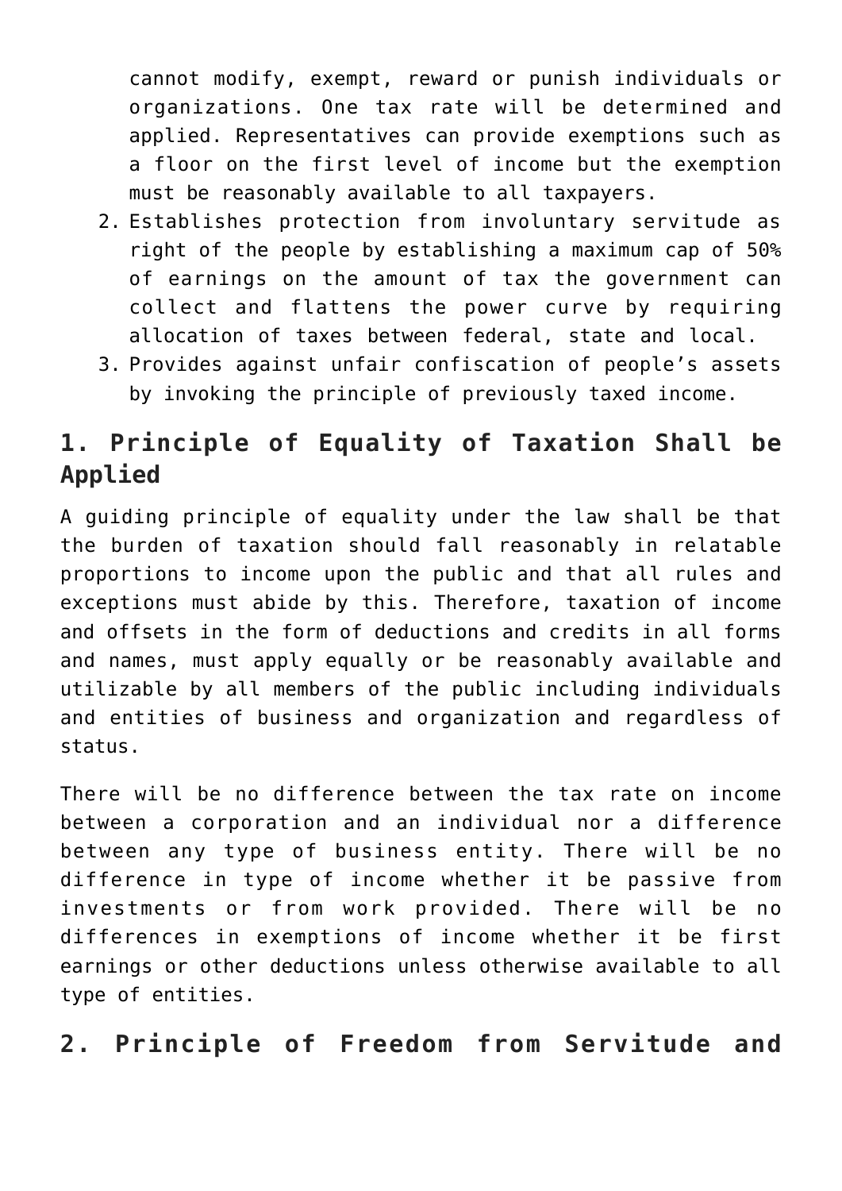cannot modify, exempt, reward or punish individuals or organizations. One tax rate will be determined and applied. Representatives can provide exemptions such as a floor on the first level of income but the exemption must be reasonably available to all taxpayers.

2. Establishes protection from involuntary servitude as right of the people by establishing a maximum cap of 50% of earnings on the amount of tax the government can collect and flattens the power curve by requiring allocation of taxes between federal, state and local.
3. Provides against unfair confiscation of people's assets by invoking the principle of previously taxed income.

## 1. Principle of Equality of Taxation Shall be Applied

A guiding principle of equality under the law shall be that the burden of taxation should fall reasonably in relatable proportions to income upon the public and that all rules and exceptions must abide by this. Therefore, taxation of income and offsets in the form of deductions and credits in all forms and names, must apply equally or be reasonably available and utilizable by all members of the public including individuals and entities of business and organization and regardless of status.

There will be no difference between the tax rate on income between a corporation and an individual nor a difference between any type of business entity. There will be no difference in type of income whether it be passive from investments or from work provided. There will be no differences in exemptions of income whether it be first earnings or other deductions unless otherwise available to all type of entities.

## 2. Principle of Freedom from Servitude and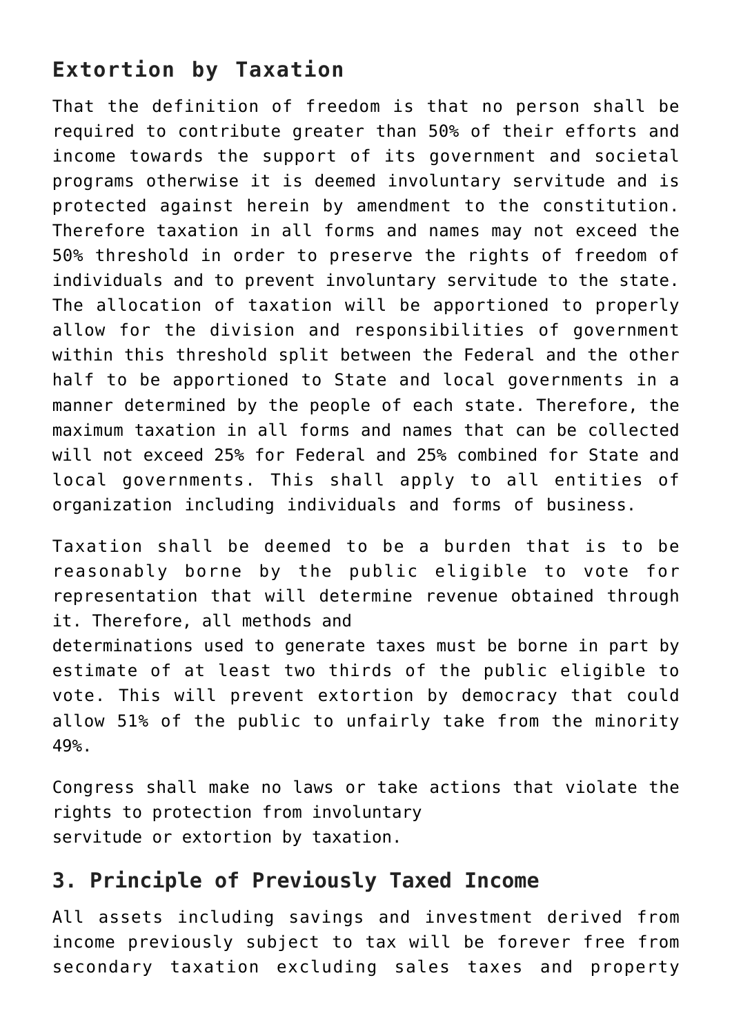## Extortion by Taxation

That the definition of freedom is that no person shall be required to contribute greater than 50% of their efforts and income towards the support of its government and societal programs otherwise it is deemed involuntary servitude and is protected against herein by amendment to the constitution. Therefore taxation in all forms and names may not exceed the 50% threshold in order to preserve the rights of freedom of individuals and to prevent involuntary servitude to the state. The allocation of taxation will be apportioned to properly allow for the division and responsibilities of government within this threshold split between the Federal and the other half to be apportioned to State and local governments in a manner determined by the people of each state. Therefore, the maximum taxation in all forms and names that can be collected will not exceed 25% for Federal and 25% combined for State and local governments. This shall apply to all entities of organization including individuals and forms of business.

Taxation shall be deemed to be a burden that is to be reasonably borne by the public eligible to vote for representation that will determine revenue obtained through it. Therefore, all methods and determinations used to generate taxes must be borne in part by estimate of at least two thirds of the public eligible to vote. This will prevent extortion by democracy that could allow 51% of the public to unfairly take from the minority 49%.

Congress shall make no laws or take actions that violate the rights to protection from involuntary servitude or extortion by taxation.

## 3. Principle of Previously Taxed Income

All assets including savings and investment derived from income previously subject to tax will be forever free from secondary taxation excluding sales taxes and property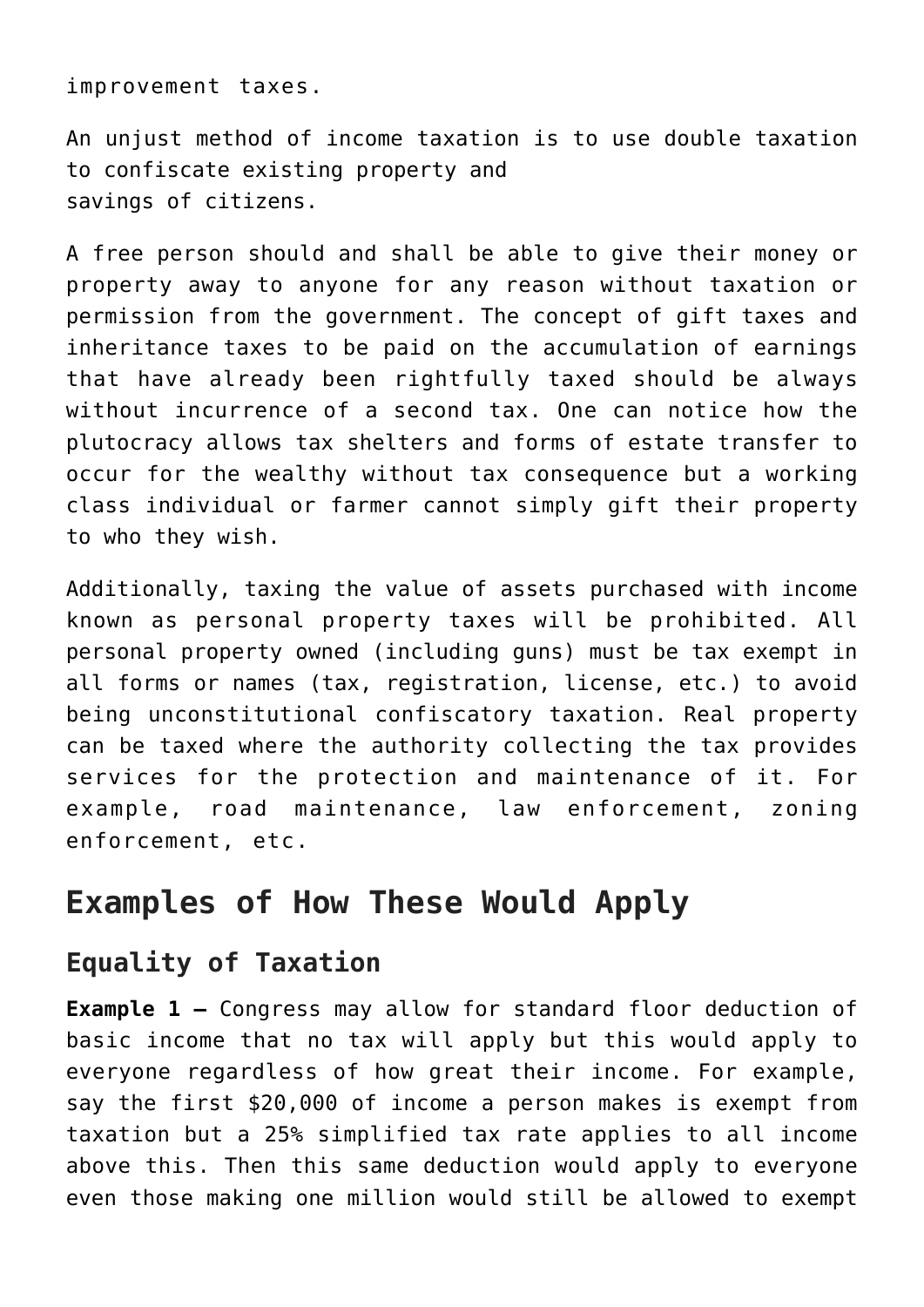improvement taxes.

An unjust method of income taxation is to use double taxation to confiscate existing property and
savings of citizens.

A free person should and shall be able to give their money or property away to anyone for any reason without taxation or permission from the government. The concept of gift taxes and inheritance taxes to be paid on the accumulation of earnings that have already been rightfully taxed should be always without incurrence of a second tax. One can notice how the plutocracy allows tax shelters and forms of estate transfer to occur for the wealthy without tax consequence but a working class individual or farmer cannot simply gift their property to who they wish.

Additionally, taxing the value of assets purchased with income known as personal property taxes will be prohibited. All personal property owned (including guns) must be tax exempt in all forms or names (tax, registration, license, etc.) to avoid being unconstitutional confiscatory taxation. Real property can be taxed where the authority collecting the tax provides services for the protection and maintenance of it. For example, road maintenance, law enforcement, zoning enforcement, etc.

## Examples of How These Would Apply

### Equality of Taxation

**Example 1 –** Congress may allow for standard floor deduction of basic income that no tax will apply but this would apply to everyone regardless of how great their income. For example, say the first $20,000 of income a person makes is exempt from taxation but a 25% simplified tax rate applies to all income above this. Then this same deduction would apply to everyone even those making one million would still be allowed to exempt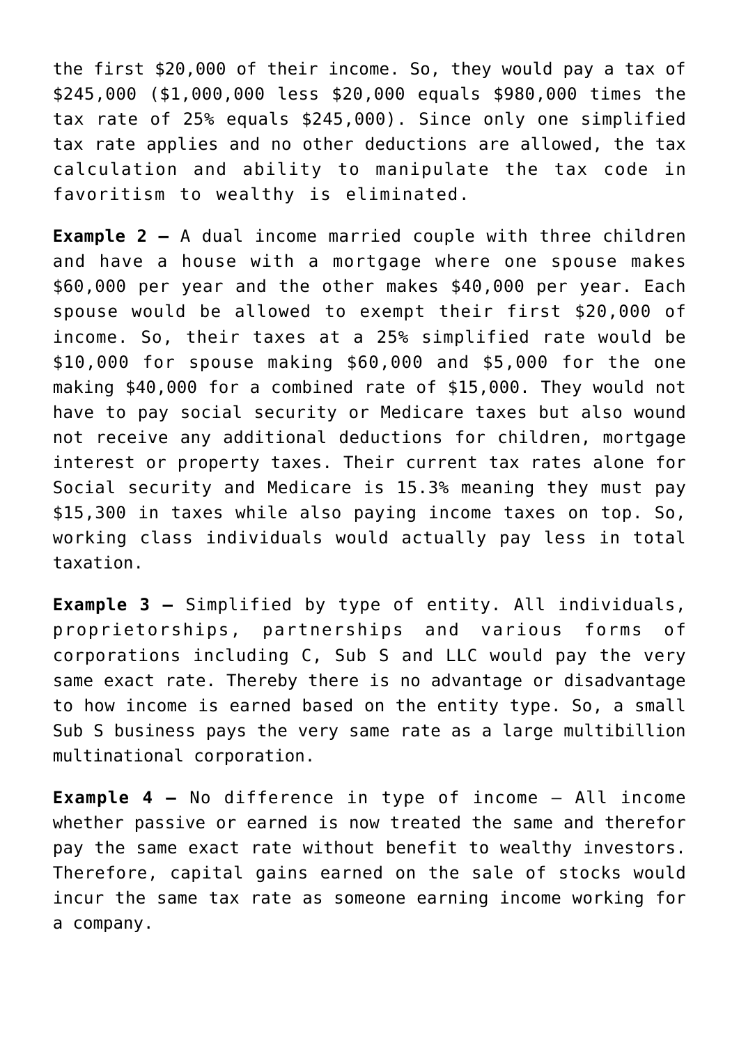the first $20,000 of their income. So, they would pay a tax of $245,000 ($1,000,000 less $20,000 equals $980,000 times the tax rate of 25% equals $245,000). Since only one simplified tax rate applies and no other deductions are allowed, the tax calculation and ability to manipulate the tax code in favoritism to wealthy is eliminated.

**Example 2 –** A dual income married couple with three children and have a house with a mortgage where one spouse makes $60,000 per year and the other makes $40,000 per year. Each spouse would be allowed to exempt their first $20,000 of income. So, their taxes at a 25% simplified rate would be $10,000 for spouse making $60,000 and $5,000 for the one making $40,000 for a combined rate of $15,000. They would not have to pay social security or Medicare taxes but also wound not receive any additional deductions for children, mortgage interest or property taxes. Their current tax rates alone for Social security and Medicare is 15.3% meaning they must pay $15,300 in taxes while also paying income taxes on top. So, working class individuals would actually pay less in total taxation.

**Example 3 –** Simplified by type of entity. All individuals, proprietorships, partnerships and various forms of corporations including C, Sub S and LLC would pay the very same exact rate. Thereby there is no advantage or disadvantage to how income is earned based on the entity type. So, a small Sub S business pays the very same rate as a large multibillion multinational corporation.

**Example 4 –** No difference in type of income – All income whether passive or earned is now treated the same and therefor pay the same exact rate without benefit to wealthy investors. Therefore, capital gains earned on the sale of stocks would incur the same tax rate as someone earning income working for a company.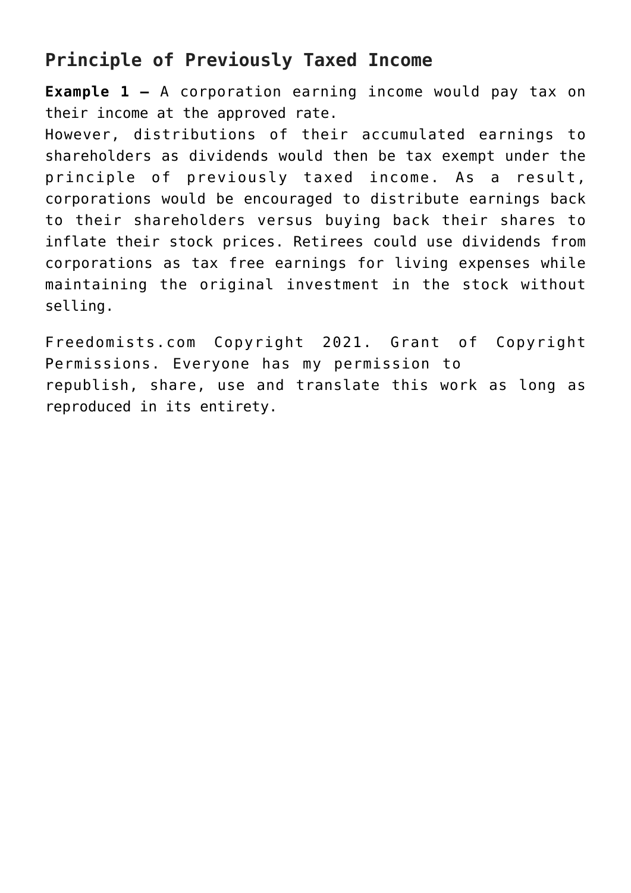## Principle of Previously Taxed Income

**Example 1 –** A corporation earning income would pay tax on their income at the approved rate.
However, distributions of their accumulated earnings to shareholders as dividends would then be tax exempt under the principle of previously taxed income. As a result, corporations would be encouraged to distribute earnings back to their shareholders versus buying back their shares to inflate their stock prices. Retirees could use dividends from corporations as tax free earnings for living expenses while maintaining the original investment in the stock without selling.

Freedomists.com Copyright 2021. Grant of Copyright Permissions. Everyone has my permission to republish, share, use and translate this work as long as reproduced in its entirety.